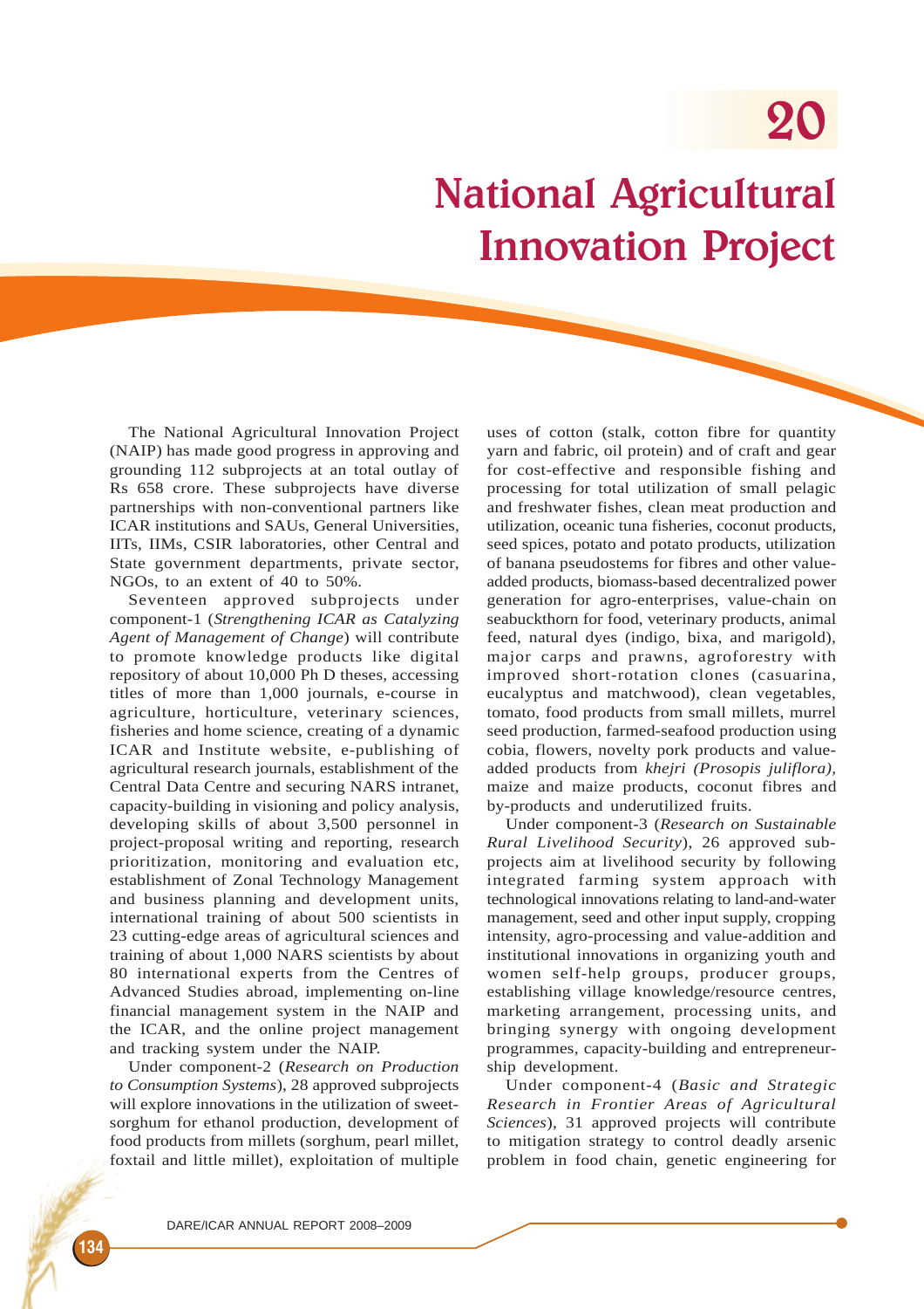# 20

# National Agricultural Innovation Project

The National Agricultural Innovation Project (NAIP) has made good progress in approving and grounding 112 subprojects at an total outlay of Rs 658 crore. These subprojects have diverse partnerships with non-conventional partners like ICAR institutions and SAUs, General Universities, IITs, IIMs, CSIR laboratories, other Central and State government departments, private sector, NGOs, to an extent of 40 to 50%.

Seventeen approved subprojects under component-1 (*Strengthening ICAR as Catalyzing Agent of Management of Change*) will contribute to promote knowledge products like digital repository of about 10,000 Ph D theses, accessing titles of more than 1,000 journals, e-course in agriculture, horticulture, veterinary sciences, fisheries and home science, creating of a dynamic ICAR and Institute website, e-publishing of agricultural research journals, establishment of the Central Data Centre and securing NARS intranet, capacity-building in visioning and policy analysis, developing skills of about 3,500 personnel in project-proposal writing and reporting, research prioritization, monitoring and evaluation etc, establishment of Zonal Technology Management and business planning and development units, international training of about 500 scientists in 23 cutting-edge areas of agricultural sciences and training of about 1,000 NARS scientists by about 80 international experts from the Centres of Advanced Studies abroad, implementing on-line financial management system in the NAIP and the ICAR, and the online project management and tracking system under the NAIP.

Under component-2 (*Research on Production to Consumption Systems*), 28 approved subprojects will explore innovations in the utilization of sweet-sorghum for ethanol production, development of food products from millets (sorghum, pearl millet, foxtail and little millet), exploitation of multiple uses of cotton (stalk, cotton fibre for quantity yarn and fabric, oil protein) and of craft and gear for cost-effective and responsible fishing and processing for total utilization of small pelagic and freshwater fishes, clean meat production and utilization, oceanic tuna fisheries, coconut products, seed spices, potato and potato products, utilization of banana pseudostems for fibres and other value-added products, biomass-based decentralized power generation for agro-enterprises, value-chain on seabuckthorn for food, veterinary products, animal feed, natural dyes (indigo, bixa, and marigold), major carps and prawns, agroforestry with improved short-rotation clones (casuarina, eucalyptus and matchwood), clean vegetables, tomato, food products from small millets, murrel seed production, farmed-seafood production using cobia, flowers, novelty pork products and value-added products from *khejri (Prosopis juliflora),* maize and maize products, coconut fibres and by-products and underutilized fruits.

Under component-3 (*Research on Sustainable Rural Livelihood Security*), 26 approved sub-projects aim at livelihood security by following integrated farming system approach with technological innovations relating to land-and-water management, seed and other input supply, cropping intensity, agro-processing and value-addition and institutional innovations in organizing youth and women self-help groups, producer groups, establishing village knowledge/resource centres, marketing arrangement, processing units, and bringing synergy with ongoing development programmes, capacity-building and entrepreneurship development.

Under component-4 (*Basic and Strategic Research in Frontier Areas of Agricultural Sciences*), 31 approved projects will contribute to mitigation strategy to control deadly arsenic problem in food chain, genetic engineering for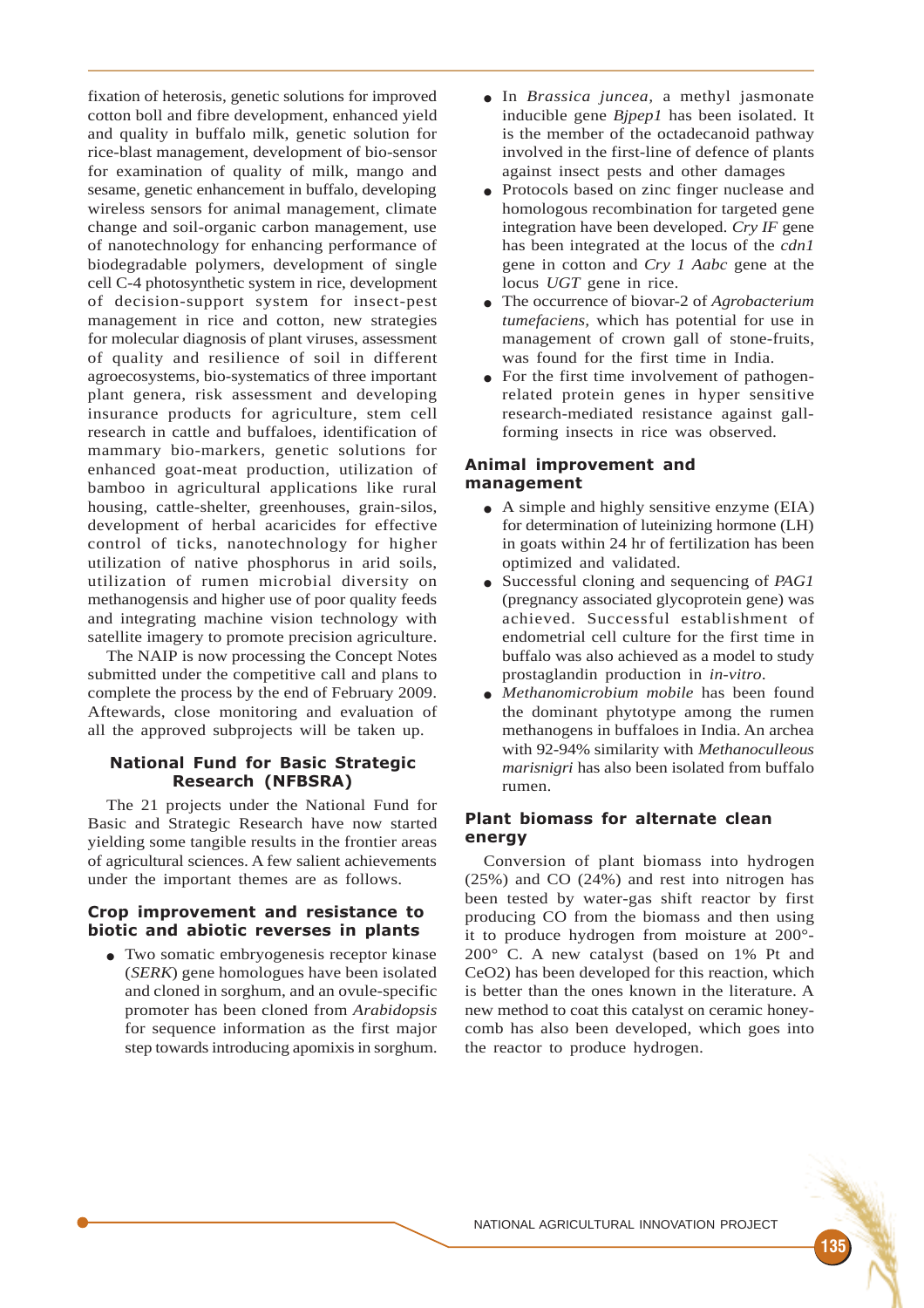fixation of heterosis, genetic solutions for improved cotton boll and fibre development, enhanced yield and quality in buffalo milk, genetic solution for rice-blast management, development of bio-sensor for examination of quality of milk, mango and sesame, genetic enhancement in buffalo, developing wireless sensors for animal management, climate change and soil-organic carbon management, use of nanotechnology for enhancing performance of biodegradable polymers, development of single cell C-4 photosynthetic system in rice, development of decision-support system for insect-pest management in rice and cotton, new strategies for molecular diagnosis of plant viruses, assessment of quality and resilience of soil in different agroecosystems, bio-systematics of three important plant genera, risk assessment and developing insurance products for agriculture, stem cell research in cattle and buffaloes, identification of mammary bio-markers, genetic solutions for enhanced goat-meat production, utilization of bamboo in agricultural applications like rural housing, cattle-shelter, greenhouses, grain-silos, development of herbal acaricides for effective control of ticks, nanotechnology for higher utilization of native phosphorus in arid soils, utilization of rumen microbial diversity on methanogensis and higher use of poor quality feeds and integrating machine vision technology with satellite imagery to promote precision agriculture.

The NAIP is now processing the Concept Notes submitted under the competitive call and plans to complete the process by the end of February 2009. Aftewards, close monitoring and evaluation of all the approved subprojects will be taken up.

### National Fund for Basic Strategic Research (NFBSRA)

The 21 projects under the National Fund for Basic and Strategic Research have now started yielding some tangible results in the frontier areas of agricultural sciences. A few salient achievements under the important themes are as follows.

### Crop improvement and resistance to biotic and abiotic reverses in plants

- Two somatic embryogenesis receptor kinase (*SERK*) gene homologues have been isolated and cloned in sorghum, and an ovule-specific promoter has been cloned from *Arabidopsis* for sequence information as the first major step towards introducing apomixis in sorghum.
- In *Brassica juncea,* a methyl jasmonate inducible gene *Bjpep1* has been isolated. It is the member of the octadecanoid pathway involved in the first-line of defence of plants against insect pests and other damages
- Protocols based on zinc finger nuclease and homologous recombination for targeted gene integration have been developed. *Cry IF* gene has been integrated at the locus of the *cdn1* gene in cotton and *Cry 1 Aabc* gene at the locus *UGT* gene in rice.
- The occurrence of biovar-2 of *Agrobacterium tumefaciens,* which has potential for use in management of crown gall of stone-fruits, was found for the first time in India.
- For the first time involvement of pathogen-related protein genes in hyper sensitive research-mediated resistance against gall-forming insects in rice was observed.

### Animal improvement and management

- A simple and highly sensitive enzyme (EIA) for determination of luteinizing hormone (LH) in goats within 24 hr of fertilization has been optimized and validated.
- Successful cloning and sequencing of *PAG1* (pregnancy associated glycoprotein gene) was achieved. Successful establishment of endometrial cell culture for the first time in buffalo was also achieved as a model to study prostaglandin production in *in-vitro*.
- *Methanomicrobium mobile* has been found the dominant phytotype among the rumen methanogens in buffaloes in India. An archea with 92-94% similarity with *Methanoculleous marisnigri* has also been isolated from buffalo rumen.

### Plant biomass for alternate clean energy

Conversion of plant biomass into hydrogen (25%) and CO (24%) and rest into nitrogen has been tested by water-gas shift reactor by first producing CO from the biomass and then using it to produce hydrogen from moisture at 200°-200° C. A new catalyst (based on 1% Pt and $CeO_2$) has been developed for this reaction, which is better than the ones known in the literature. A new method to coat this catalyst on ceramic honey-comb has also been developed, which goes into the reactor to produce hydrogen.